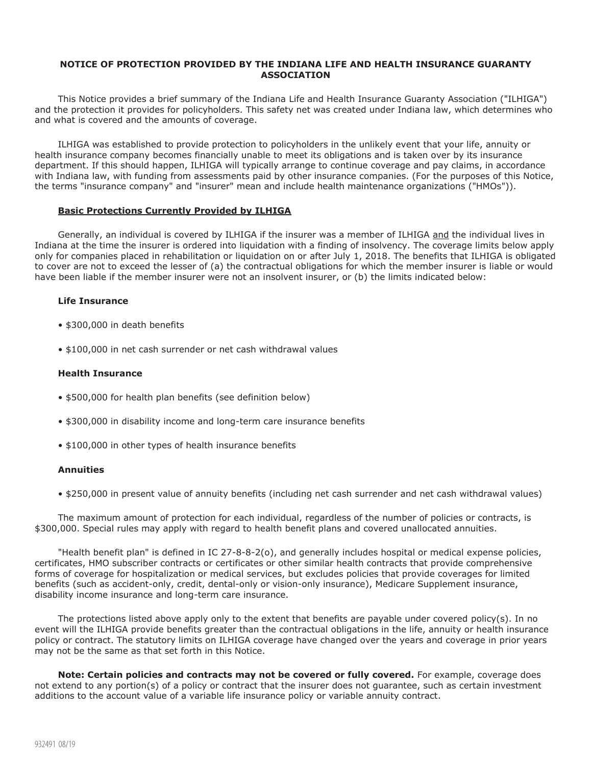# NOTICE OF PROTECTION PROVIDED BY THE INDIANA LIFE AND HEALTH INSURANCE GUARANTY ASSOCIATION

This Notice provides a brief summary of the Indiana Life and Health Insurance Guaranty Association ("ILHIGA") and the protection it provides for policyholders. This safety net was created under Indiana law, which determines who and what is covered and the amounts of coverage.

ILHIGA was established to provide protection to policyholders in the unlikely event that your life, annuity or health insurance company becomes financially unable to meet its obligations and is taken over by its insurance department. If this should happen, ILHIGA will typically arrange to continue coverage and pay claims, in accordance with Indiana law, with funding from assessments paid by other insurance companies. (For the purposes of this Notice, the terms "insurance company" and "insurer" mean and include health maintenance organizations ("HMOs")).

## Basic Protections Currently Provided by ILHIGA

Generally, an individual is covered by ILHIGA if the insurer was a member of ILHIGA and the individual lives in Indiana at the time the insurer is ordered into liquidation with a finding of insolvency. The coverage limits below apply only for companies placed in rehabilitation or liquidation on or after July 1, 2018. The benefits that ILHIGA is obligated to cover are not to exceed the lesser of (a) the contractual obligations for which the member insurer is liable or would have been liable if the member insurer were not an insolvent insurer, or (b) the limits indicated below:

### Life Insurance

- $300,000 in death benefits
- $100,000 in net cash surrender or net cash withdrawal values

### Health Insurance

- $500,000 for health plan benefits (see definition below)
- $300,000 in disability income and long-term care insurance benefits
- $100,000 in other types of health insurance benefits

### Annuities

- $250,000 in present value of annuity benefits (including net cash surrender and net cash withdrawal values)

The maximum amount of protection for each individual, regardless of the number of policies or contracts, is $300,000. Special rules may apply with regard to health benefit plans and covered unallocated annuities.

"Health benefit plan" is defined in IC 27-8-8-2(o), and generally includes hospital or medical expense policies, certificates, HMO subscriber contracts or certificates or other similar health contracts that provide comprehensive forms of coverage for hospitalization or medical services, but excludes policies that provide coverages for limited benefits (such as accident-only, credit, dental-only or vision-only insurance), Medicare Supplement insurance, disability income insurance and long-term care insurance.

The protections listed above apply only to the extent that benefits are payable under covered policy(s). In no event will the ILHIGA provide benefits greater than the contractual obligations in the life, annuity or health insurance policy or contract. The statutory limits on ILHIGA coverage have changed over the years and coverage in prior years may not be the same as that set forth in this Notice.

**Note: Certain policies and contracts may not be covered or fully covered.** For example, coverage does not extend to any portion(s) of a policy or contract that the insurer does not guarantee, such as certain investment additions to the account value of a variable life insurance policy or variable annuity contract.

932491 08/19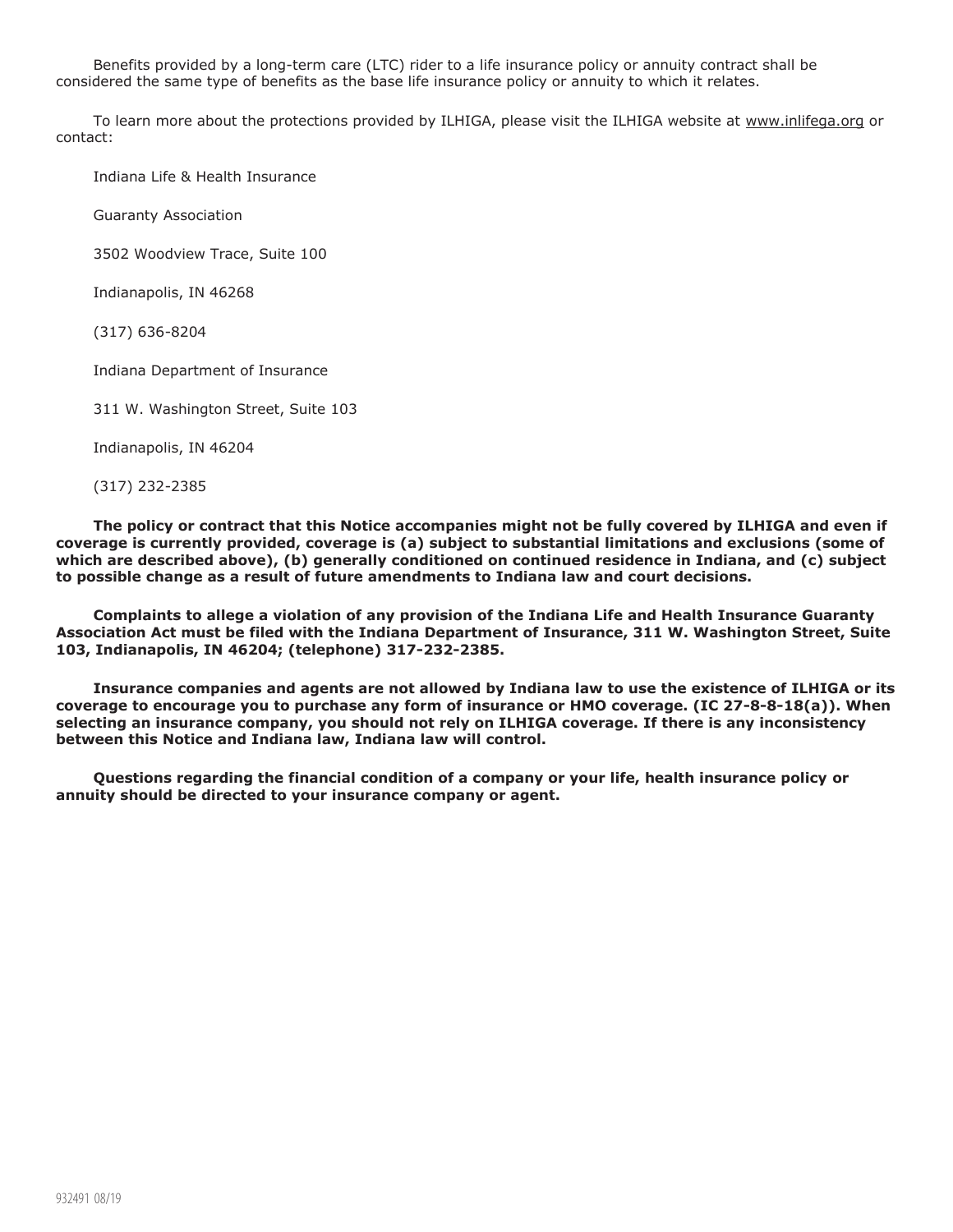Benefits provided by a long-term care (LTC) rider to a life insurance policy or annuity contract shall be considered the same type of benefits as the base life insurance policy or annuity to which it relates.

To learn more about the protections provided by ILHIGA, please visit the ILHIGA website at www.inlifega.org or contact:

Indiana Life & Health Insurance

Guaranty Association

3502 Woodview Trace, Suite 100

Indianapolis, IN 46268

(317) 636-8204

Indiana Department of Insurance

311 W. Washington Street, Suite 103

Indianapolis, IN 46204

(317) 232-2385

**The policy or contract that this Notice accompanies might not be fully covered by ILHIGA and even if coverage is currently provided, coverage is (a) subject to substantial limitations and exclusions (some of which are described above), (b) generally conditioned on continued residence in Indiana, and (c) subject to possible change as a result of future amendments to Indiana law and court decisions.**

**Complaints to allege a violation of any provision of the Indiana Life and Health Insurance Guaranty Association Act must be filed with the Indiana Department of Insurance, 311 W. Washington Street, Suite 103, Indianapolis, IN 46204; (telephone) 317-232-2385.**

**Insurance companies and agents are not allowed by Indiana law to use the existence of ILHIGA or its coverage to encourage you to purchase any form of insurance or HMO coverage. (IC 27-8-8-18(a)). When selecting an insurance company, you should not rely on ILHIGA coverage. If there is any inconsistency between this Notice and Indiana law, Indiana law will control.**

**Questions regarding the financial condition of a company or your life, health insurance policy or annuity should be directed to your insurance company or agent.**

932491 08/19